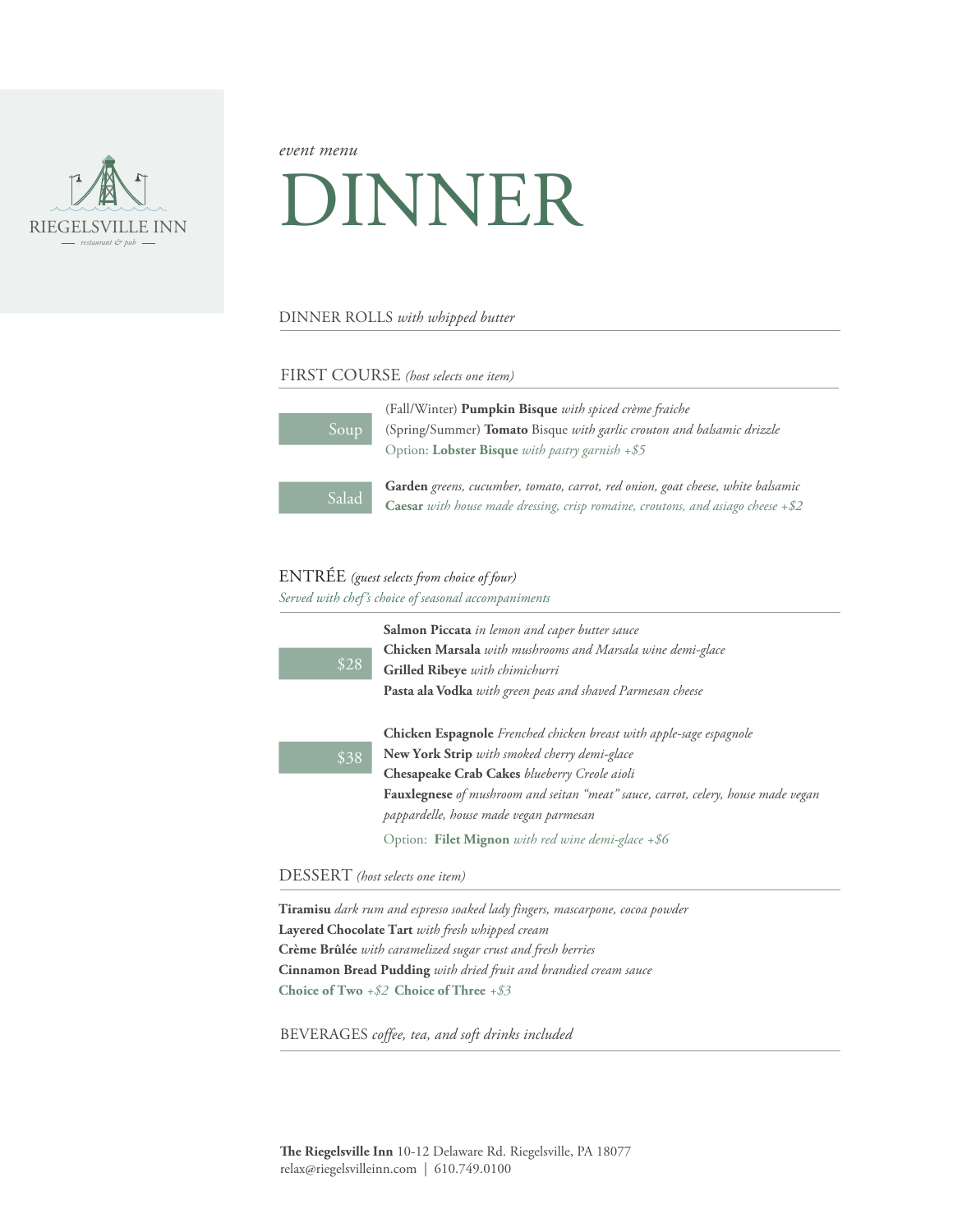RIEGELSVILLE INN

restaurant & pub

*event menu*

# DINNER

DINNER ROLLS *with whipped butter*

## FIRST COURSE *(host selects one item)*

**Soup**

(Fall/Winter) **Pumpkin Bisque** *with spiced crème fraiche*
(Spring/Summer) **Tomato** Bisque *with garlic crouton and balsamic drizzle*
Option: **Lobster Bisque** *with pastry garnish +$5*

**Salad**

**Garden** *greens, cucumber, tomato, carrot, red onion, goat cheese, white balsamic*
**Caesar** *with house made dressing, crisp romaine, croutons, and asiago cheese +$2*

## ENTRÉE *(guest selects from choice of four)*

*Served with chef's choice of seasonal accompaniments*

**$28**

**Salmon Piccata** *in lemon and caper butter sauce*
**Chicken Marsala** *with mushrooms and Marsala wine demi-glace*
**Grilled Ribeye** *with chimichurri*
**Pasta ala Vodka** *with green peas and shaved Parmesan cheese*

**$38**

**Chicken Espagnole** *Frenched chicken breast with apple-sage espagnole*
**New York Strip** *with smoked cherry demi-glace*
**Chesapeake Crab Cakes** *blueberry Creole aioli*
**Fauxlegnese** *of mushroom and seitan "meat" sauce, carrot, celery, house made vegan pappardelle, house made vegan parmesan*
Option: **Filet Mignon** *with red wine demi-glace +$6*

## DESSERT *(host selects one item)*

**Tiramisu** *dark rum and espresso soaked lady fingers, mascarpone, cocoa powder*
**Layered Chocolate Tart** *with fresh whipped cream*
**Crème Brûlée** *with caramelized sugar crust and fresh berries*
**Cinnamon Bread Pudding** *with dried fruit and brandied cream sauce*
**Choice of Two** *+$2* **Choice of Three** *+$3*

BEVERAGES *coffee, tea, and soft drinks included*

**The Riegelsville Inn** 10-12 Delaware Rd. Riegelsville, PA 18077
relax@riegelsvilleinn.com | 610.749.0100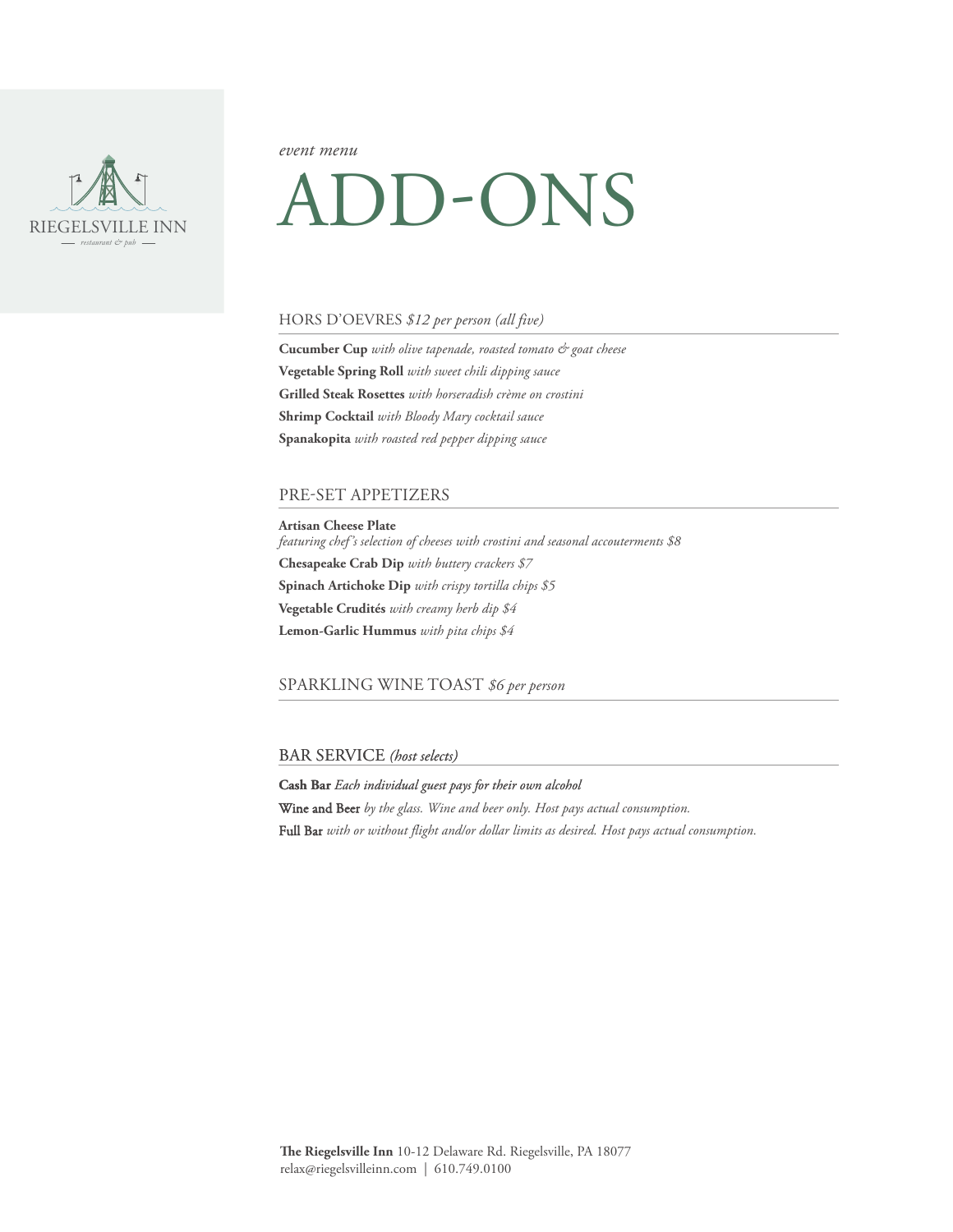RIEGELSVILLE INN

restaurant & pub

*event menu*

# ADD-ONS

## HORS D'OEVRES *$12 per person (all five)*

**Cucumber Cup** *with olive tapenade, roasted tomato & goat cheese*

**Vegetable Spring Roll** *with sweet chili dipping sauce*

**Grilled Steak Rosettes** *with horseradish crème on crostini*

**Shrimp Cocktail** *with Bloody Mary cocktail sauce*

**Spanakopita** *with roasted red pepper dipping sauce*

## PRE-SET APPETIZERS

**Artisan Cheese Plate**
*featuring chef's selection of cheeses with crostini and seasonal accouterments $8*

**Chesapeake Crab Dip** *with buttery crackers $7*

**Spinach Artichoke Dip** *with crispy tortilla chips $5*

**Vegetable Crudités** *with creamy herb dip $4*

**Lemon-Garlic Hummus** *with pita chips $4*

## SPARKLING WINE TOAST *$6 per person*

## BAR SERVICE *(host selects)*

**Cash Bar** *Each individual guest pays for their own alcohol*

**Wine and Beer** *by the glass. Wine and beer only. Host pays actual consumption.*

**Full Bar** *with or without flight and/or dollar limits as desired. Host pays actual consumption.*

**The Riegelsville Inn** 10-12 Delaware Rd. Riegelsville, PA 18077
relax@riegelsvilleinn.com | 610.749.0100